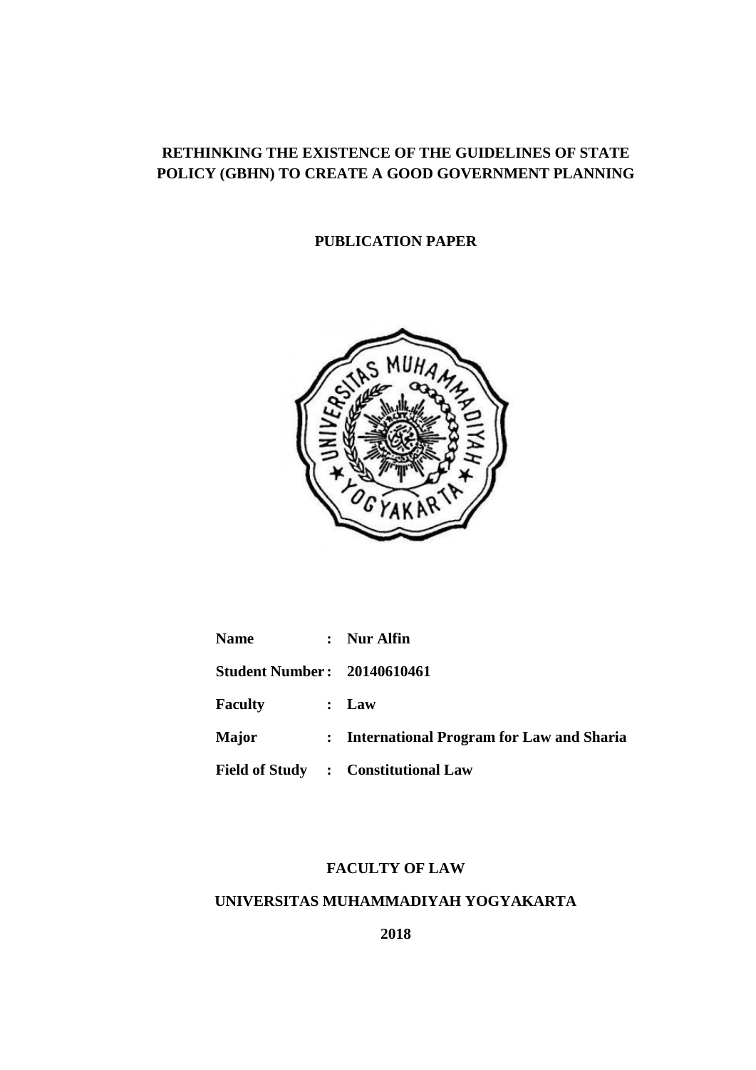# RETHINKING THE EXISTENCE OF THE GUIDELINES OF STATE POLICY (GBHN) TO CREATE A GOOD GOVERNMENT PLANNING

**PUBLICATION PAPER**

| | | |
|---|---|---|
| **Name** | : | **Nur Alfin** |
| **Student Number** | : | **20140610461** |
| **Faculty** | : | **Law** |
| **Major** | : | **International Program for Law and Sharia** |
| **Field of Study** | : | **Constitutional Law** |

**FACULTY OF LAW**

**UNIVERSITAS MUHAMMADIYAH YOGYAKARTA**

**2018**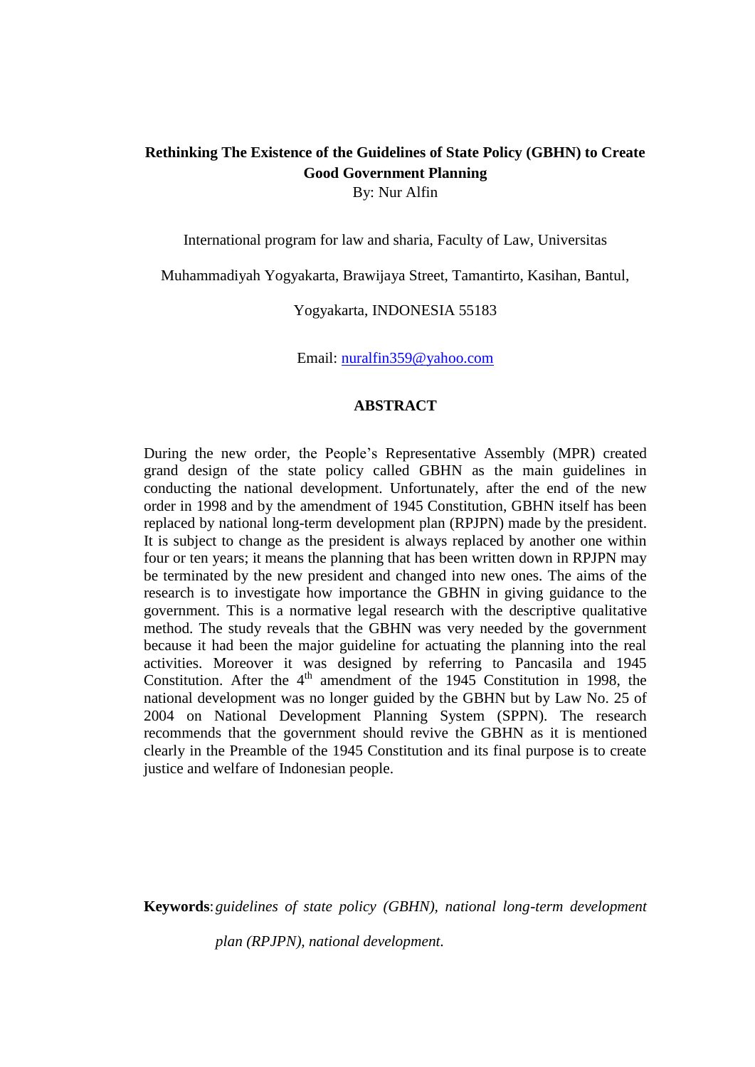**Rethinking The Existence of the Guidelines of State Policy (GBHN) to Create Good Government Planning**

By: Nur Alfin

International program for law and sharia, Faculty of Law, Universitas Muhammadiyah Yogyakarta, Brawijaya Street, Tamantirto, Kasihan, Bantul, Yogyakarta, INDONESIA 55183

Email: nuralfin359@yahoo.com

## ABSTRACT

During the new order, the People's Representative Assembly (MPR) created grand design of the state policy called GBHN as the main guidelines in conducting the national development. Unfortunately, after the end of the new order in 1998 and by the amendment of 1945 Constitution, GBHN itself has been replaced by national long-term development plan (RPJPN) made by the president. It is subject to change as the president is always replaced by another one within four or ten years; it means the planning that has been written down in RPJPN may be terminated by the new president and changed into new ones. The aims of the research is to investigate how importance the GBHN in giving guidance to the government. This is a normative legal research with the descriptive qualitative method. The study reveals that the GBHN was very needed by the government because it had been the major guideline for actuating the planning into the real activities. Moreover it was designed by referring to Pancasila and 1945 Constitution. After the 4th amendment of the 1945 Constitution in 1998, the national development was no longer guided by the GBHN but by Law No. 25 of 2004 on National Development Planning System (SPPN). The research recommends that the government should revive the GBHN as it is mentioned clearly in the Preamble of the 1945 Constitution and its final purpose is to create justice and welfare of Indonesian people.

**Keywords**: *guidelines of state policy (GBHN), national long-term development plan (RPJPN), national development.*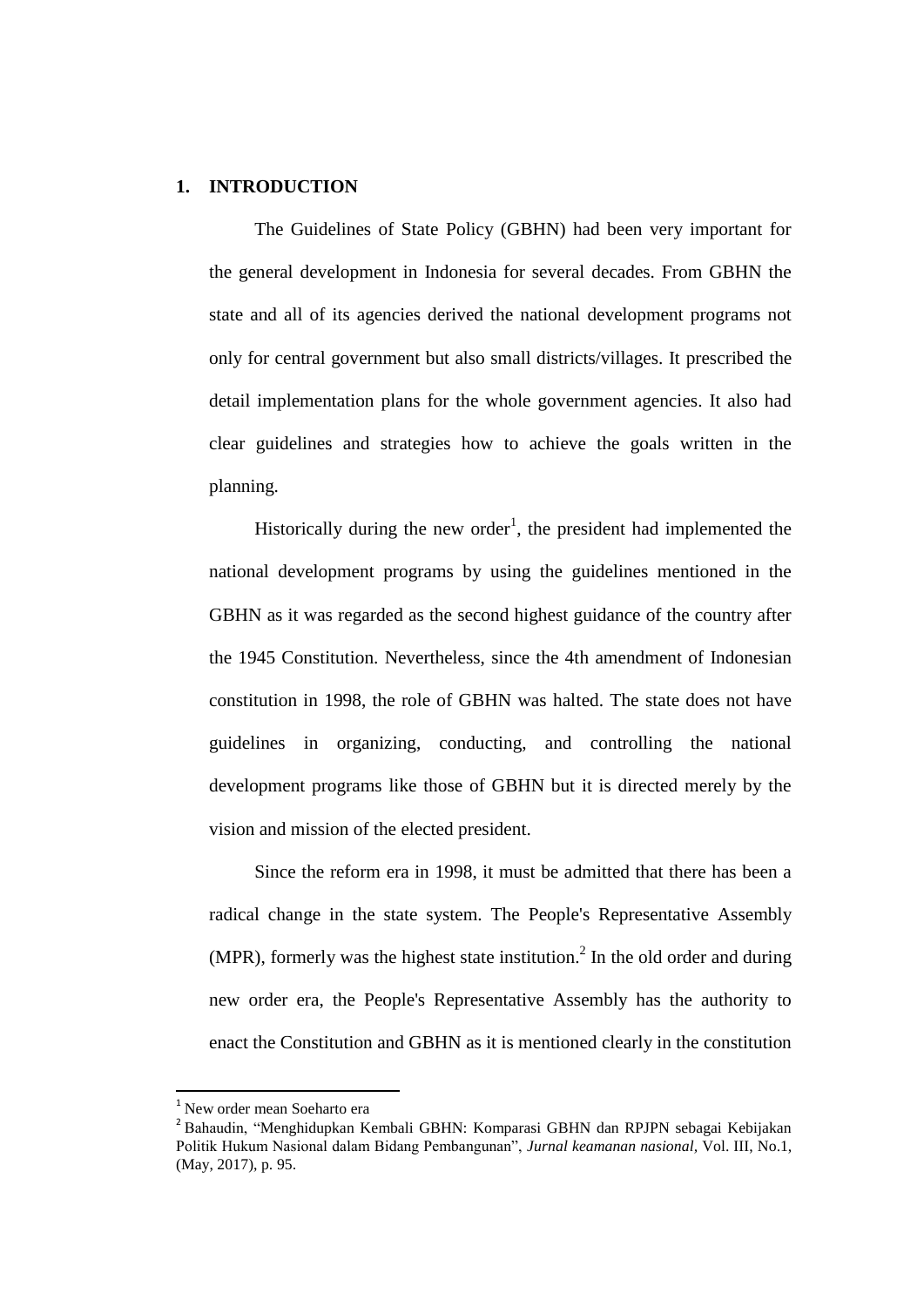## 1. INTRODUCTION

The Guidelines of State Policy (GBHN) had been very important for the general development in Indonesia for several decades. From GBHN the state and all of its agencies derived the national development programs not only for central government but also small districts/villages. It prescribed the detail implementation plans for the whole government agencies. It also had clear guidelines and strategies how to achieve the goals written in the planning.

Historically during the new order[1], the president had implemented the national development programs by using the guidelines mentioned in the GBHN as it was regarded as the second highest guidance of the country after the 1945 Constitution. Nevertheless, since the 4th amendment of Indonesian constitution in 1998, the role of GBHN was halted. The state does not have guidelines in organizing, conducting, and controlling the national development programs like those of GBHN but it is directed merely by the vision and mission of the elected president.

Since the reform era in 1998, it must be admitted that there has been a radical change in the state system. The People's Representative Assembly (MPR), formerly was the highest state institution.[2] In the old order and during new order era, the People's Representative Assembly has the authority to enact the Constitution and GBHN as it is mentioned clearly in the constitution

---

[1] New order mean Soeharto era

[2] Bahaudin, "Menghidupkan Kembali GBHN: Komparasi GBHN dan RPJPN sebagai Kebijakan Politik Hukum Nasional dalam Bidang Pembangunan", *Jurnal keamanan nasional*, Vol. III, No.1, (May, 2017), p. 95.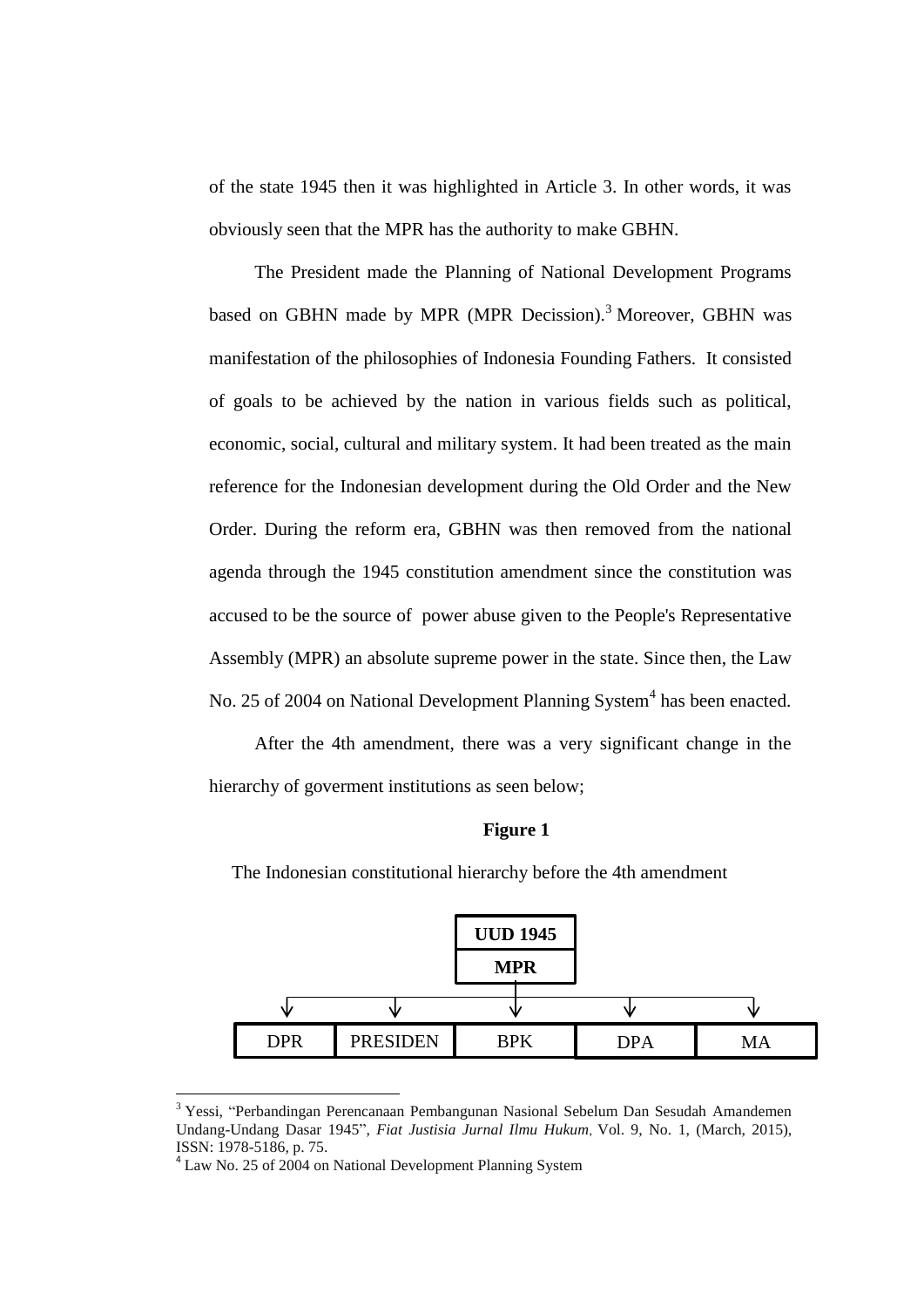of the state 1945 then it was highlighted in Article 3. In other words, it was obviously seen that the MPR has the authority to make GBHN.

The President made the Planning of National Development Programs based on GBHN made by MPR (MPR Decission).[3] Moreover, GBHN was manifestation of the philosophies of Indonesia Founding Fathers. It consisted of goals to be achieved by the nation in various fields such as political, economic, social, cultural and military system. It had been treated as the main reference for the Indonesian development during the Old Order and the New Order. During the reform era, GBHN was then removed from the national agenda through the 1945 constitution amendment since the constitution was accused to be the source of power abuse given to the People's Representative Assembly (MPR) an absolute supreme power in the state. Since then, the Law No. 25 of 2004 on National Development Planning System[4] has been enacted.

After the 4th amendment, there was a very significant change in the hierarchy of goverment institutions as seen below;

**Figure 1**

The Indonesian constitutional hierarchy before the 4th amendment

| | | **UUD 1945** | | |
|---|---|---|---|---|
| | | **MPR** | | |
| DPR | PRESIDEN | BPK | DPA | MA |

---

[3] Yessi, "Perbandingan Perencanaan Pembangunan Nasional Sebelum Dan Sesudah Amandemen Undang-Undang Dasar 1945", *Fiat Justisia Jurnal Ilmu Hukum*, Vol. 9, No. 1, (March, 2015), ISSN: 1978-5186, p. 75.

[4] Law No. 25 of 2004 on National Development Planning System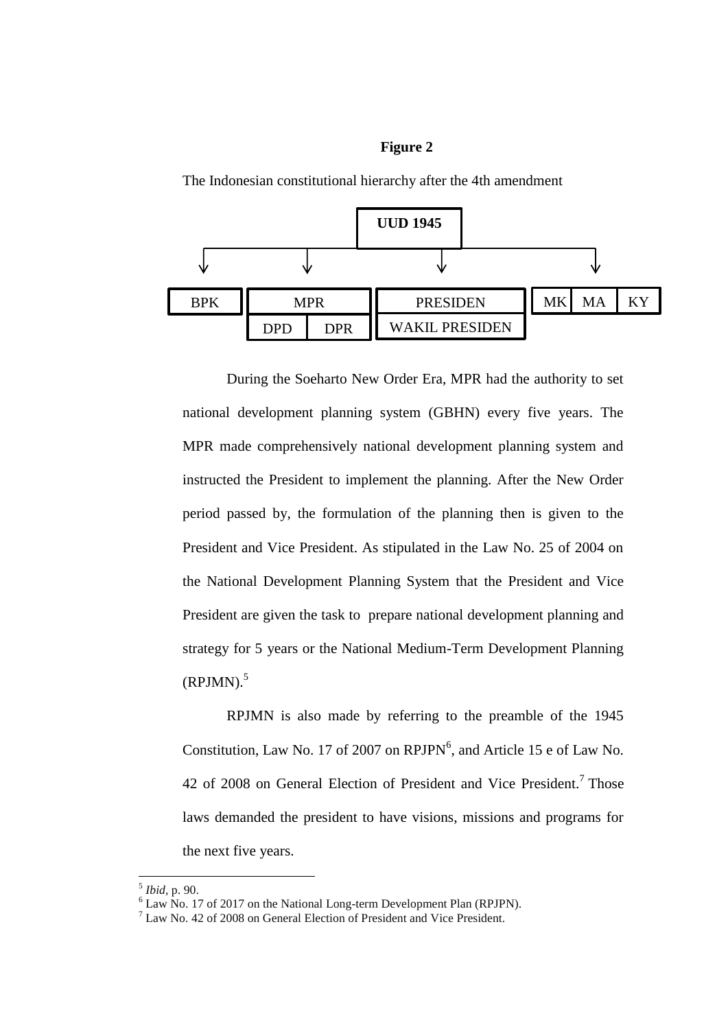**Figure 2**

The Indonesian constitutional hierarchy after the 4th amendment

| UUD 1945 | | | |
|---|---|---|---|
| BPK | MPR (DPD, DPR) | PRESIDEN / WAKIL PRESIDEN | MK, MA, KY |

During the Soeharto New Order Era, MPR had the authority to set national development planning system (GBHN) every five years. The MPR made comprehensively national development planning system and instructed the President to implement the planning. After the New Order period passed by, the formulation of the planning then is given to the President and Vice President. As stipulated in the Law No. 25 of 2004 on the National Development Planning System that the President and Vice President are given the task to prepare national development planning and strategy for 5 years or the National Medium-Term Development Planning (RPJMN).[5]

RPJMN is also made by referring to the preamble of the 1945 Constitution, Law No. 17 of 2007 on RPJPN[6], and Article 15 e of Law No. 42 of 2008 on General Election of President and Vice President.[7] Those laws demanded the president to have visions, missions and programs for the next five years.

---

[5] *Ibid*, p. 90.

[6] Law No. 17 of 2017 on the National Long-term Development Plan (RPJPN).

[7] Law No. 42 of 2008 on General Election of President and Vice President.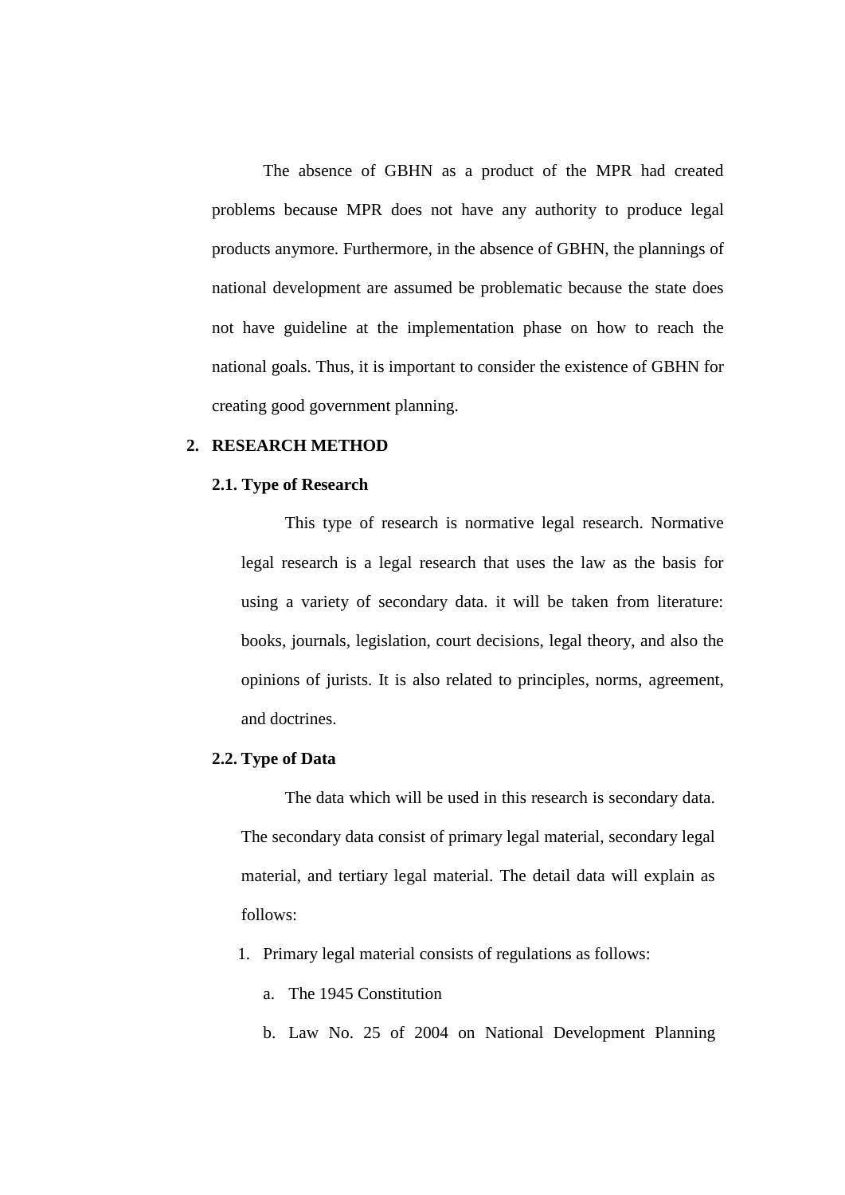The absence of GBHN as a product of the MPR had created problems because MPR does not have any authority to produce legal products anymore. Furthermore, in the absence of GBHN, the plannings of national development are assumed be problematic because the state does not have guideline at the implementation phase on how to reach the national goals. Thus, it is important to consider the existence of GBHN for creating good government planning.

## 2. RESEARCH METHOD

### 2.1. Type of Research

This type of research is normative legal research. Normative legal research is a legal research that uses the law as the basis for using a variety of secondary data. it will be taken from literature: books, journals, legislation, court decisions, legal theory, and also the opinions of jurists. It is also related to principles, norms, agreement, and doctrines.

### 2.2. Type of Data

The data which will be used in this research is secondary data. The secondary data consist of primary legal material, secondary legal material, and tertiary legal material. The detail data will explain as follows:

1. Primary legal material consists of regulations as follows:
   a. The 1945 Constitution
   b. Law No. 25 of 2004 on National Development Planning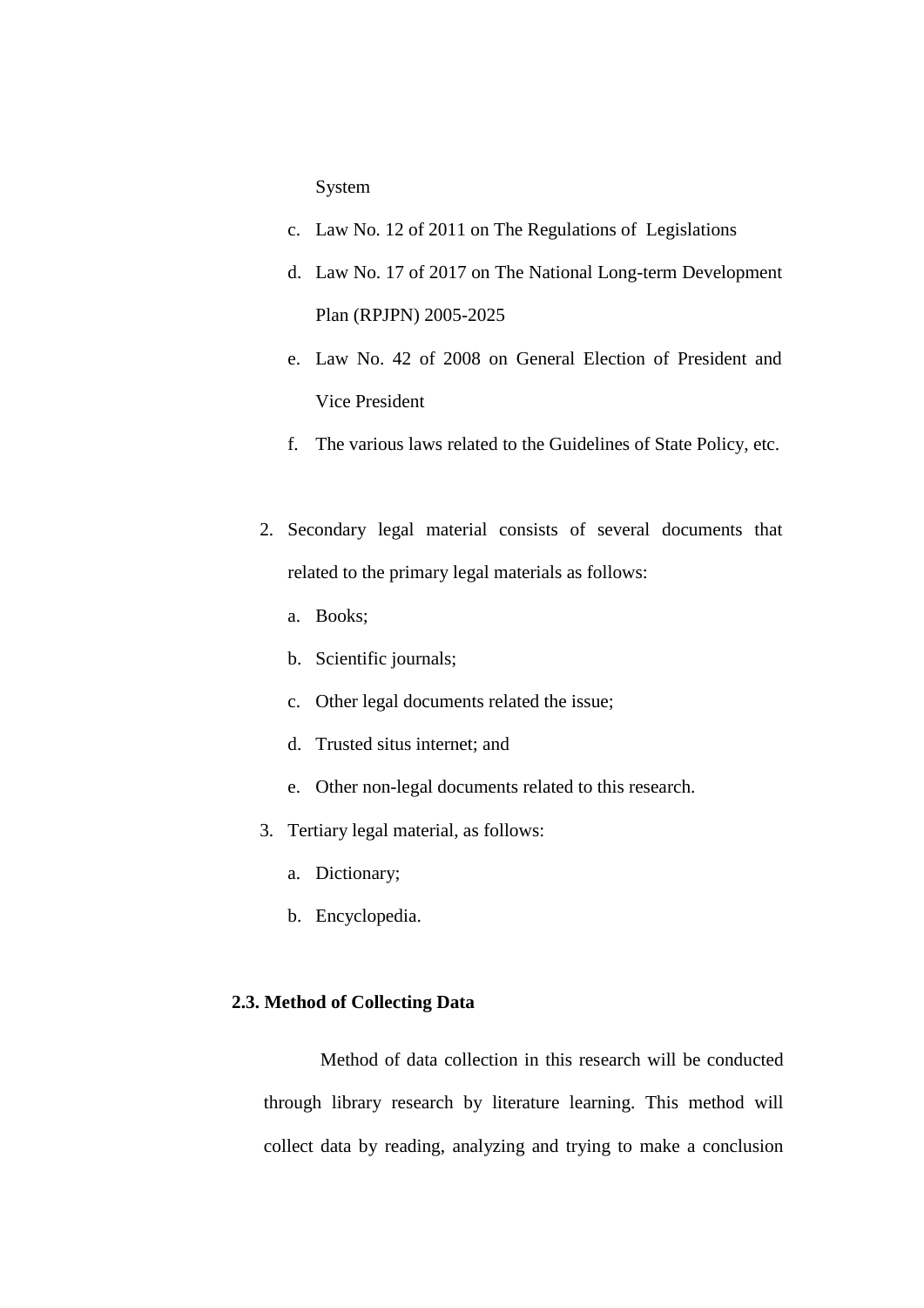System

c. Law No. 12 of 2011 on The Regulations of Legislations
d. Law No. 17 of 2017 on The National Long-term Development Plan (RPJPN) 2005-2025
e. Law No. 42 of 2008 on General Election of President and Vice President
f. The various laws related to the Guidelines of State Policy, etc.

2. Secondary legal material consists of several documents that related to the primary legal materials as follows:
   a. Books;
   b. Scientific journals;
   c. Other legal documents related the issue;
   d. Trusted situs internet; and
   e. Other non-legal documents related to this research.
3. Tertiary legal material, as follows:
   a. Dictionary;
   b. Encyclopedia.

### 2.3. Method of Collecting Data

Method of data collection in this research will be conducted through library research by literature learning. This method will collect data by reading, analyzing and trying to make a conclusion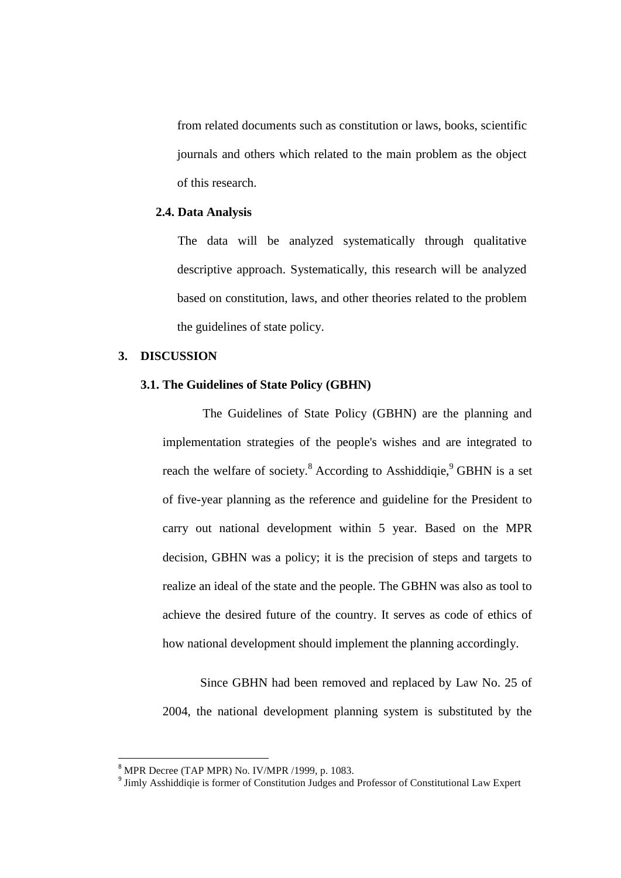from related documents such as constitution or laws, books, scientific journals and others which related to the main problem as the object of this research.

### 2.4. Data Analysis

The data will be analyzed systematically through qualitative descriptive approach. Systematically, this research will be analyzed based on constitution, laws, and other theories related to the problem the guidelines of state policy.

## 3. DISCUSSION

### 3.1. The Guidelines of State Policy (GBHN)

The Guidelines of State Policy (GBHN) are the planning and implementation strategies of the people's wishes and are integrated to reach the welfare of society.[8] According to Asshiddiqie,[9] GBHN is a set of five-year planning as the reference and guideline for the President to carry out national development within 5 year. Based on the MPR decision, GBHN was a policy; it is the precision of steps and targets to realize an ideal of the state and the people. The GBHN was also as tool to achieve the desired future of the country. It serves as code of ethics of how national development should implement the planning accordingly.

Since GBHN had been removed and replaced by Law No. 25 of 2004, the national development planning system is substituted by the

---

[8] MPR Decree (TAP MPR) No. IV/MPR /1999, p. 1083.

[9] Jimly Asshiddiqie is former of Constitution Judges and Professor of Constitutional Law Expert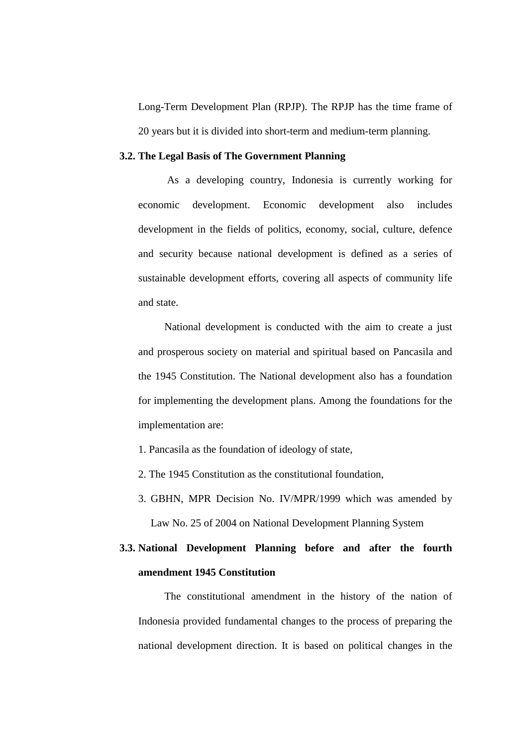Long-Term Development Plan (RPJP). The RPJP has the time frame of 20 years but it is divided into short-term and medium-term planning.

### 3.2. The Legal Basis of The Government Planning

As a developing country, Indonesia is currently working for economic development. Economic development also includes development in the fields of politics, economy, social, culture, defence and security because national development is defined as a series of sustainable development efforts, covering all aspects of community life and state.

National development is conducted with the aim to create a just and prosperous society on material and spiritual based on Pancasila and the 1945 Constitution. The National development also has a foundation for implementing the development plans. Among the foundations for the implementation are:

1. Pancasila as the foundation of ideology of state,
2. The 1945 Constitution as the constitutional foundation,
3. GBHN, MPR Decision No. IV/MPR/1999 which was amended by Law No. 25 of 2004 on National Development Planning System

### 3.3. National Development Planning before and after the fourth amendment 1945 Constitution

The constitutional amendment in the history of the nation of Indonesia provided fundamental changes to the process of preparing the national development direction. It is based on political changes in the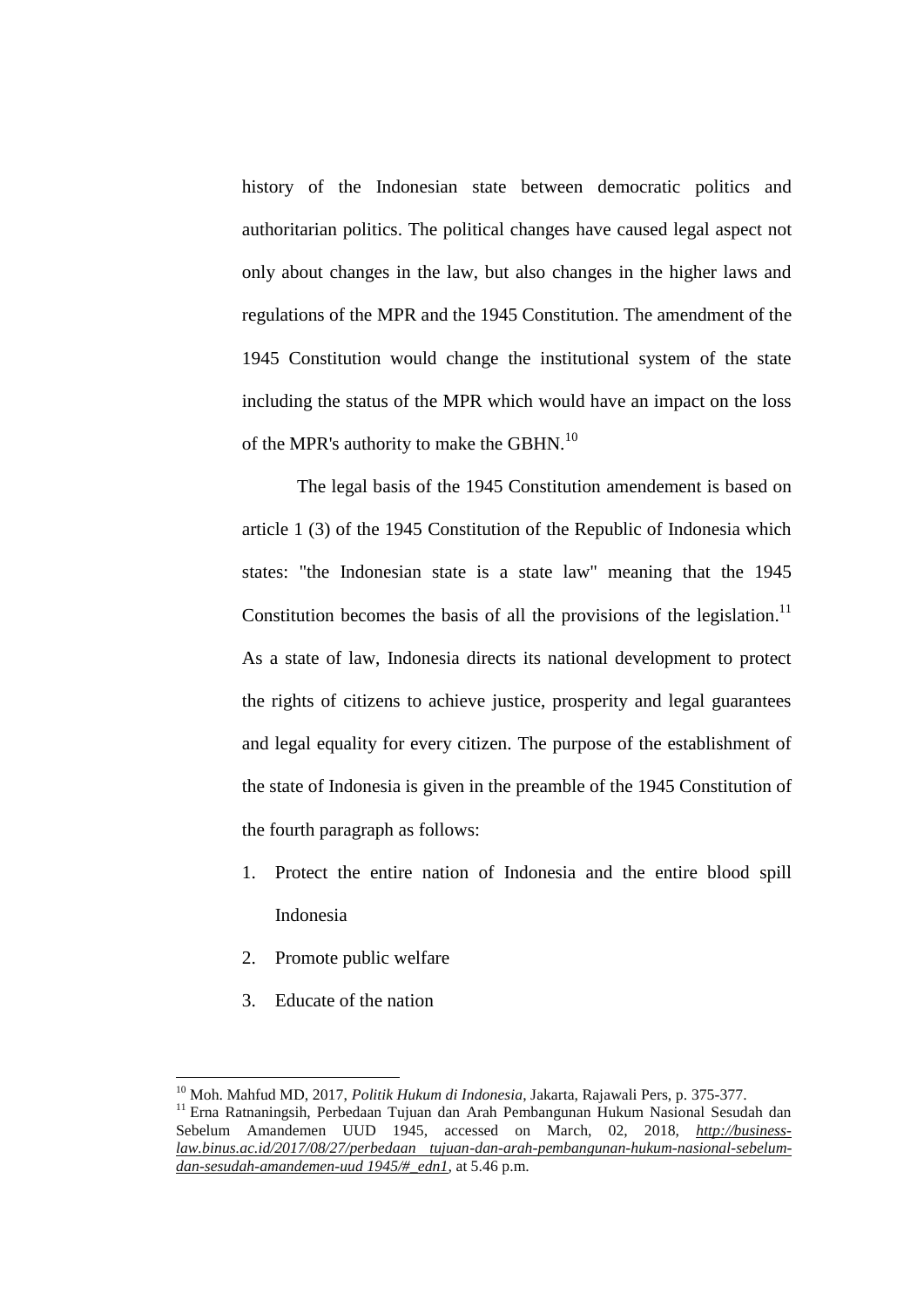history of the Indonesian state between democratic politics and authoritarian politics. The political changes have caused legal aspect not only about changes in the law, but also changes in the higher laws and regulations of the MPR and the 1945 Constitution. The amendment of the 1945 Constitution would change the institutional system of the state including the status of the MPR which would have an impact on the loss of the MPR's authority to make the GBHN.[10]

The legal basis of the 1945 Constitution amendement is based on article 1 (3) of the 1945 Constitution of the Republic of Indonesia which states: "the Indonesian state is a state law" meaning that the 1945 Constitution becomes the basis of all the provisions of the legislation.[11] As a state of law, Indonesia directs its national development to protect the rights of citizens to achieve justice, prosperity and legal guarantees and legal equality for every citizen. The purpose of the establishment of the state of Indonesia is given in the preamble of the 1945 Constitution of the fourth paragraph as follows:

1. Protect the entire nation of Indonesia and the entire blood spill Indonesia
2. Promote public welfare
3. Educate of the nation

---

[10] Moh. Mahfud MD, 2017, *Politik Hukum di Indonesia*, Jakarta, Rajawali Pers, p. 375-377.

[11] Erna Ratnaningsih, Perbedaan Tujuan dan Arah Pembangunan Hukum Nasional Sesudah dan Sebelum Amandemen UUD 1945, accessed on March, 02, 2018, *http://business-law.binus.ac.id/2017/08/27/perbedaan tujuan-dan-arah-pembangunan-hukum-nasional-sebelum-dan-sesudah-amandemen-uud 1945/#_edn1*, at 5.46 p.m.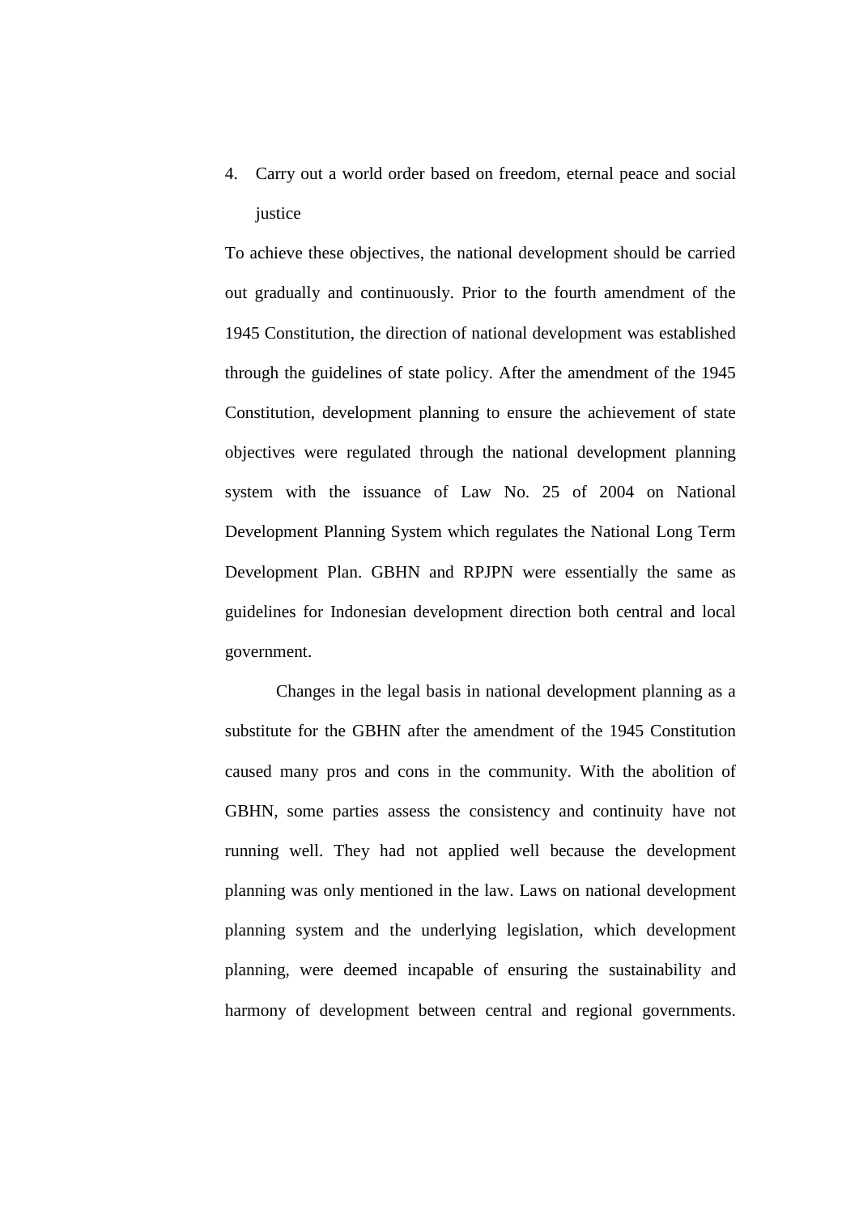4. Carry out a world order based on freedom, eternal peace and social justice

To achieve these objectives, the national development should be carried out gradually and continuously. Prior to the fourth amendment of the 1945 Constitution, the direction of national development was established through the guidelines of state policy. After the amendment of the 1945 Constitution, development planning to ensure the achievement of state objectives were regulated through the national development planning system with the issuance of Law No. 25 of 2004 on National Development Planning System which regulates the National Long Term Development Plan. GBHN and RPJPN were essentially the same as guidelines for Indonesian development direction both central and local government.

Changes in the legal basis in national development planning as a substitute for the GBHN after the amendment of the 1945 Constitution caused many pros and cons in the community. With the abolition of GBHN, some parties assess the consistency and continuity have not running well. They had not applied well because the development planning was only mentioned in the law. Laws on national development planning system and the underlying legislation, which development planning, were deemed incapable of ensuring the sustainability and harmony of development between central and regional governments.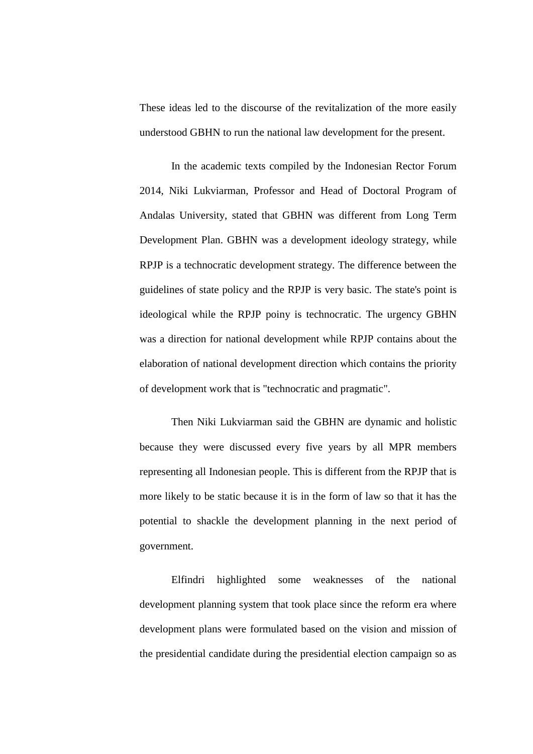These ideas led to the discourse of the revitalization of the more easily understood GBHN to run the national law development for the present.

In the academic texts compiled by the Indonesian Rector Forum 2014, Niki Lukviarman, Professor and Head of Doctoral Program of Andalas University, stated that GBHN was different from Long Term Development Plan. GBHN was a development ideology strategy, while RPJP is a technocratic development strategy. The difference between the guidelines of state policy and the RPJP is very basic. The state's point is ideological while the RPJP poiny is technocratic. The urgency GBHN was a direction for national development while RPJP contains about the elaboration of national development direction which contains the priority of development work that is "technocratic and pragmatic".

Then Niki Lukviarman said the GBHN are dynamic and holistic because they were discussed every five years by all MPR members representing all Indonesian people. This is different from the RPJP that is more likely to be static because it is in the form of law so that it has the potential to shackle the development planning in the next period of government.

Elfindri highlighted some weaknesses of the national development planning system that took place since the reform era where development plans were formulated based on the vision and mission of the presidential candidate during the presidential election campaign so as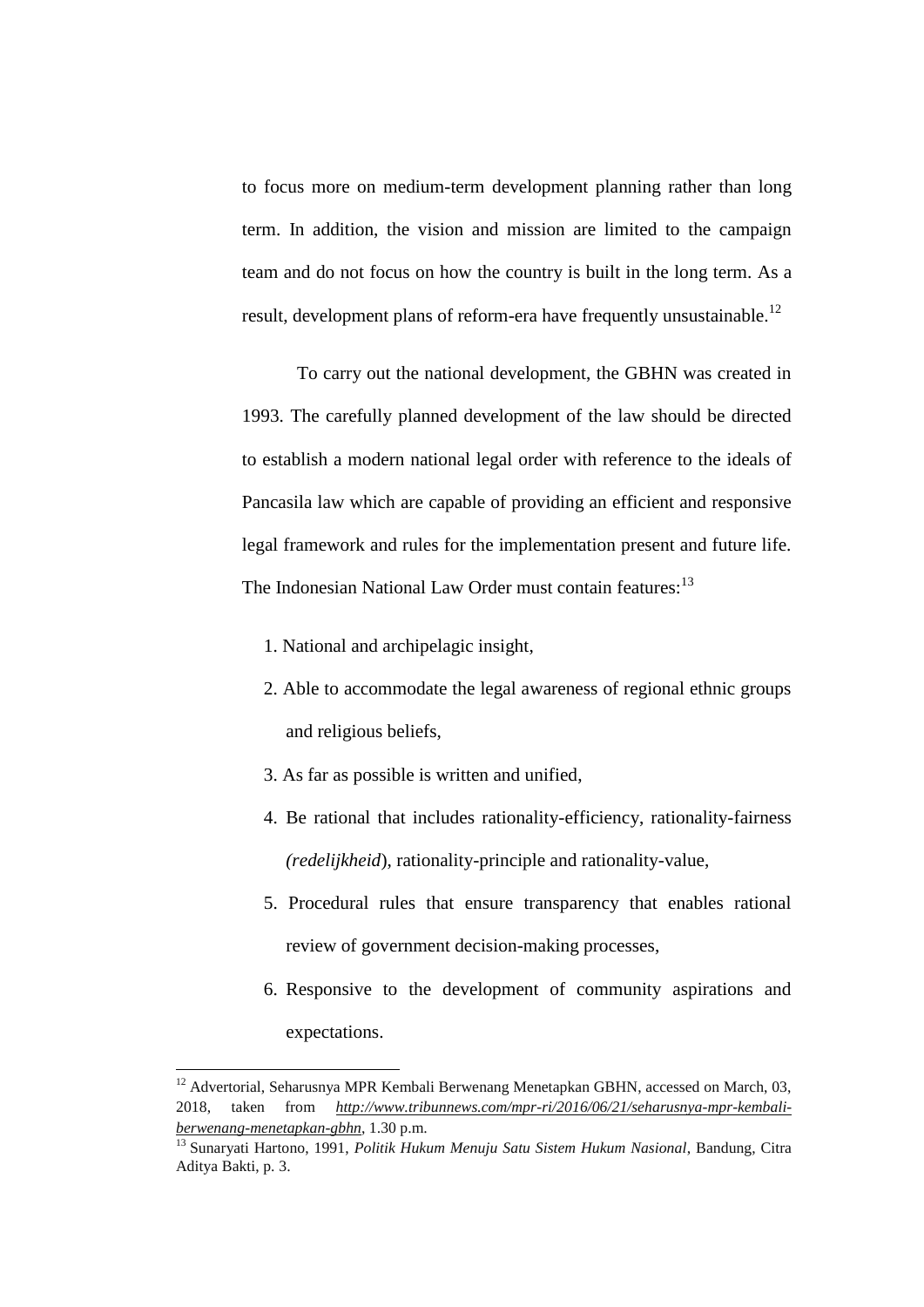to focus more on medium-term development planning rather than long term. In addition, the vision and mission are limited to the campaign team and do not focus on how the country is built in the long term. As a result, development plans of reform-era have frequently unsustainable.[12]

To carry out the national development, the GBHN was created in 1993. The carefully planned development of the law should be directed to establish a modern national legal order with reference to the ideals of Pancasila law which are capable of providing an efficient and responsive legal framework and rules for the implementation present and future life. The Indonesian National Law Order must contain features:[13]

1. National and archipelagic insight,
2. Able to accommodate the legal awareness of regional ethnic groups and religious beliefs,
3. As far as possible is written and unified,
4. Be rational that includes rationality-efficiency, rationality-fairness *(redelijkheid*), rationality-principle and rationality-value,
5. Procedural rules that ensure transparency that enables rational review of government decision-making processes,
6. Responsive to the development of community aspirations and expectations.

---

[12] Advertorial, Seharusnya MPR Kembali Berwenang Menetapkan GBHN, accessed on March, 03, 2018, taken from *http://www.tribunnews.com/mpr-ri/2016/06/21/seharusnya-mpr-kembali-berwenang-menetapkan-gbhn*, 1.30 p.m.

[13] Sunaryati Hartono, 1991, *Politik Hukum Menuju Satu Sistem Hukum Nasional*, Bandung, Citra Aditya Bakti, p. 3.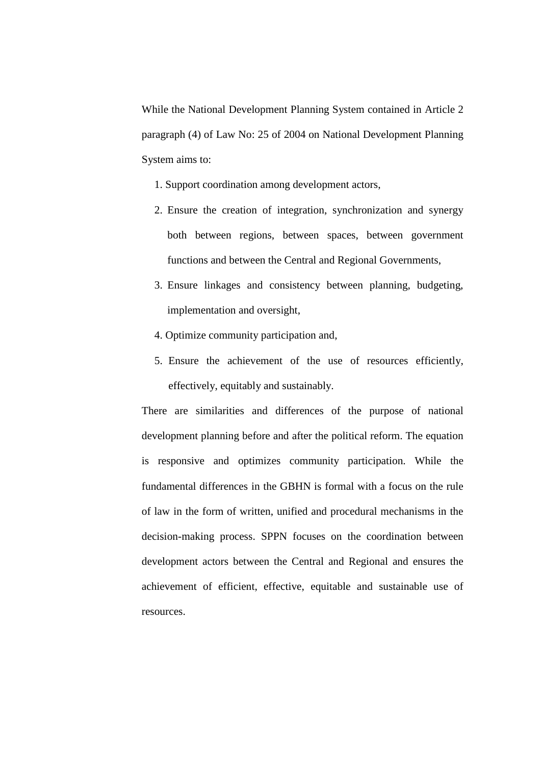While the National Development Planning System contained in Article 2 paragraph (4) of Law No: 25 of 2004 on National Development Planning System aims to:

1. Support coordination among development actors,
2. Ensure the creation of integration, synchronization and synergy both between regions, between spaces, between government functions and between the Central and Regional Governments,
3. Ensure linkages and consistency between planning, budgeting, implementation and oversight,
4. Optimize community participation and,
5. Ensure the achievement of the use of resources efficiently, effectively, equitably and sustainably.

There are similarities and differences of the purpose of national development planning before and after the political reform. The equation is responsive and optimizes community participation. While the fundamental differences in the GBHN is formal with a focus on the rule of law in the form of written, unified and procedural mechanisms in the decision-making process. SPPN focuses on the coordination between development actors between the Central and Regional and ensures the achievement of efficient, effective, equitable and sustainable use of resources.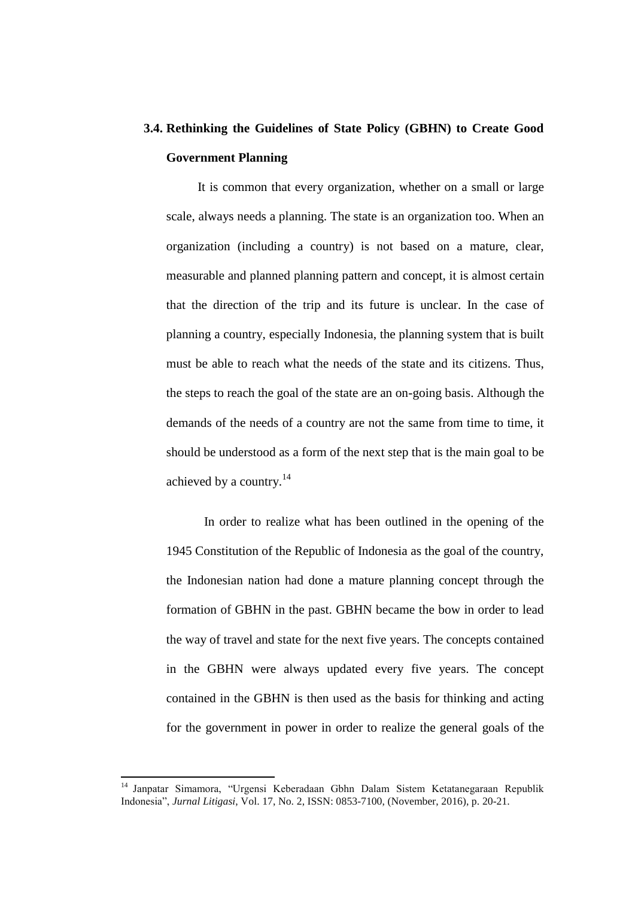### 3.4. Rethinking the Guidelines of State Policy (GBHN) to Create Good Government Planning

It is common that every organization, whether on a small or large scale, always needs a planning. The state is an organization too. When an organization (including a country) is not based on a mature, clear, measurable and planned planning pattern and concept, it is almost certain that the direction of the trip and its future is unclear. In the case of planning a country, especially Indonesia, the planning system that is built must be able to reach what the needs of the state and its citizens. Thus, the steps to reach the goal of the state are an on-going basis. Although the demands of the needs of a country are not the same from time to time, it should be understood as a form of the next step that is the main goal to be achieved by a country.[14]

In order to realize what has been outlined in the opening of the 1945 Constitution of the Republic of Indonesia as the goal of the country, the Indonesian nation had done a mature planning concept through the formation of GBHN in the past. GBHN became the bow in order to lead the way of travel and state for the next five years. The concepts contained in the GBHN were always updated every five years. The concept contained in the GBHN is then used as the basis for thinking and acting for the government in power in order to realize the general goals of the

---

[14] Janpatar Simamora, "Urgensi Keberadaan Gbhn Dalam Sistem Ketatanegaraan Republik Indonesia", *Jurnal Litigasi*, Vol. 17, No. 2, ISSN: 0853-7100, (November, 2016), p. 20-21.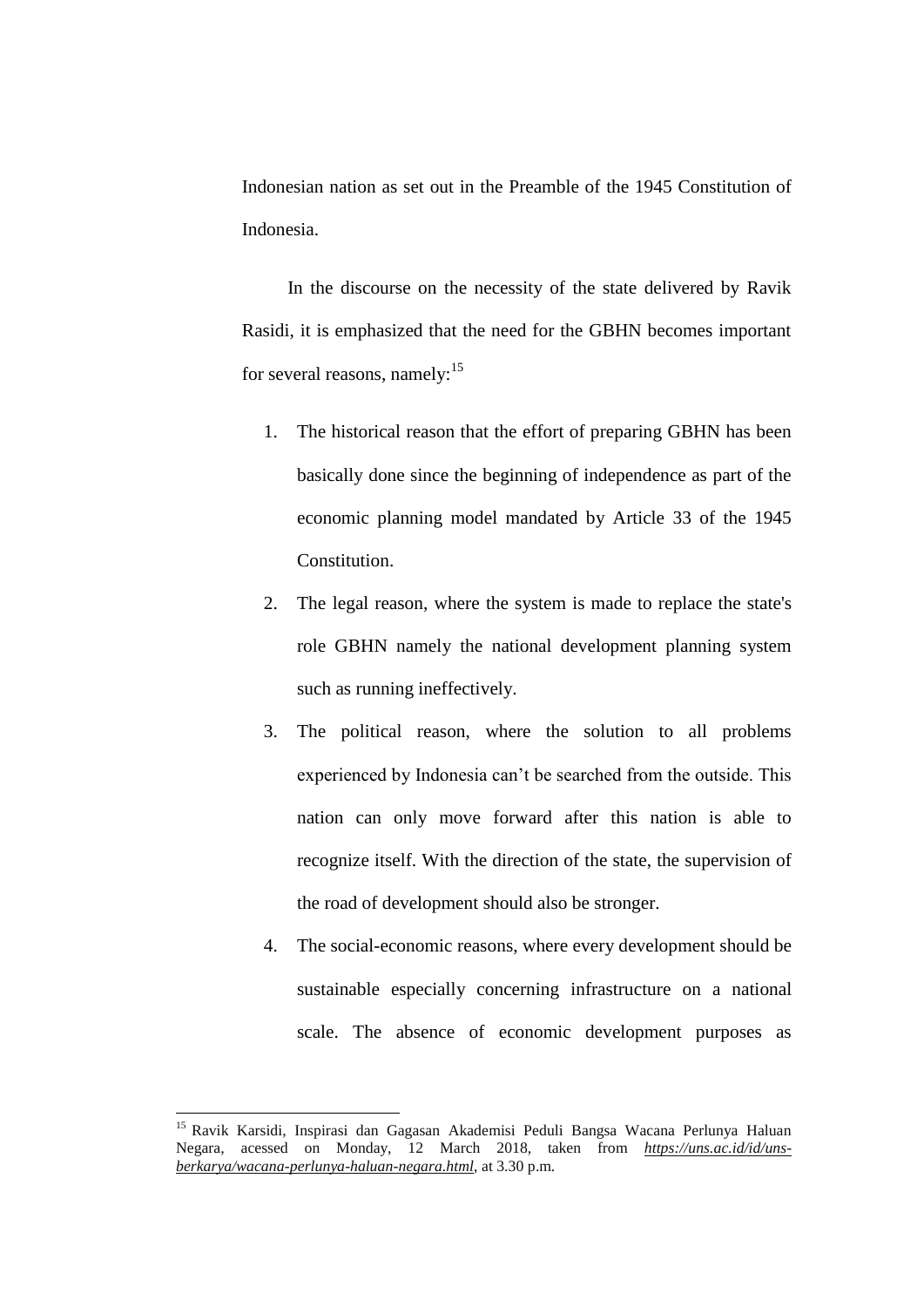Indonesian nation as set out in the Preamble of the 1945 Constitution of Indonesia.

In the discourse on the necessity of the state delivered by Ravik Rasidi, it is emphasized that the need for the GBHN becomes important for several reasons, namely:[15]

1. The historical reason that the effort of preparing GBHN has been basically done since the beginning of independence as part of the economic planning model mandated by Article 33 of the 1945 Constitution.
2. The legal reason, where the system is made to replace the state's role GBHN namely the national development planning system such as running ineffectively.
3. The political reason, where the solution to all problems experienced by Indonesia can't be searched from the outside. This nation can only move forward after this nation is able to recognize itself. With the direction of the state, the supervision of the road of development should also be stronger.
4. The social-economic reasons, where every development should be sustainable especially concerning infrastructure on a national scale. The absence of economic development purposes as

---

[15] Ravik Karsidi, Inspirasi dan Gagasan Akademisi Peduli Bangsa Wacana Perlunya Haluan Negara, acessed on Monday, 12 March 2018, taken from *https://uns.ac.id/id/uns-berkarya/wacana-perlunya-haluan-negara.html*, at 3.30 p.m.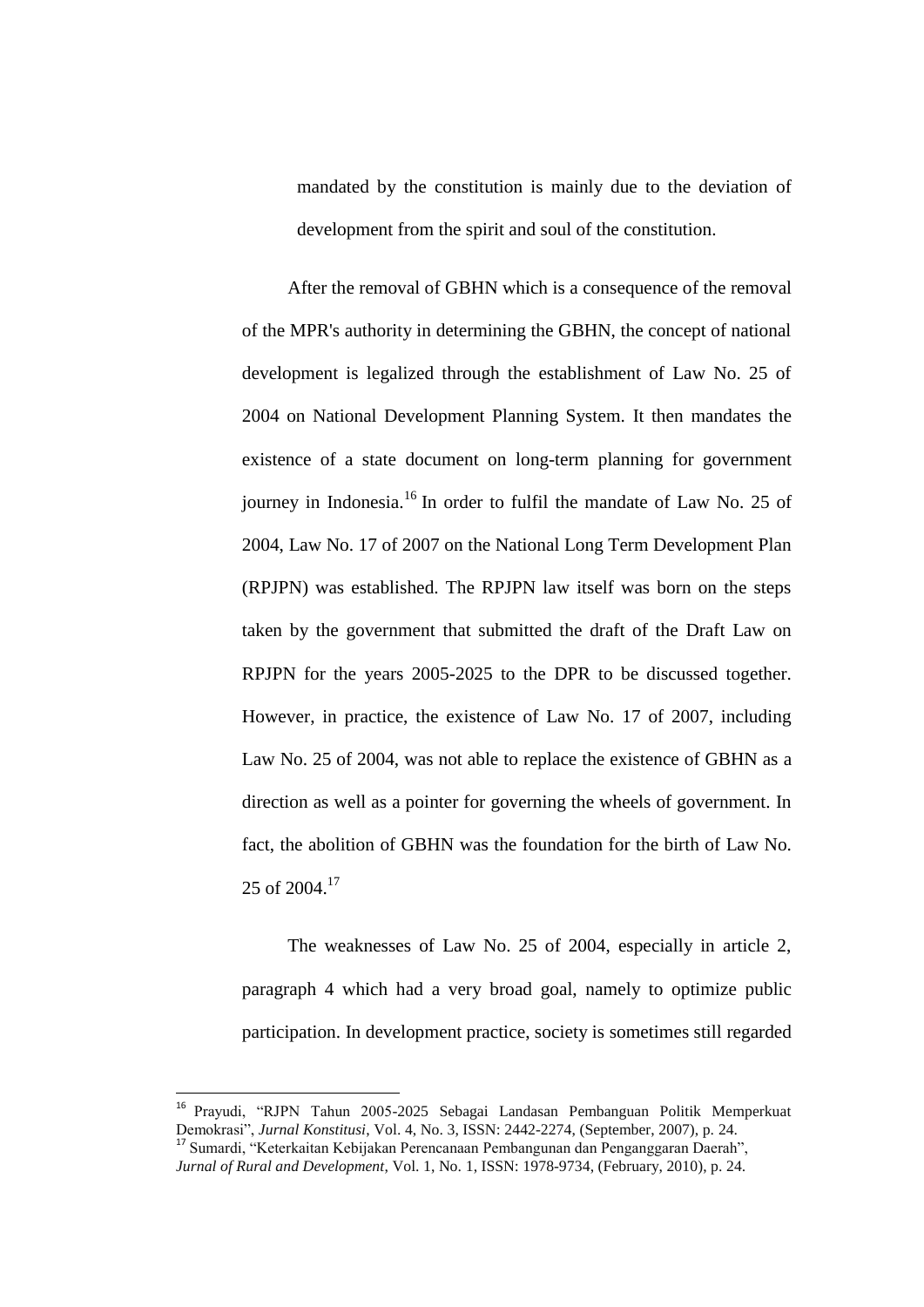mandated by the constitution is mainly due to the deviation of development from the spirit and soul of the constitution.

After the removal of GBHN which is a consequence of the removal of the MPR's authority in determining the GBHN, the concept of national development is legalized through the establishment of Law No. 25 of 2004 on National Development Planning System. It then mandates the existence of a state document on long-term planning for government journey in Indonesia.[16] In order to fulfil the mandate of Law No. 25 of 2004, Law No. 17 of 2007 on the National Long Term Development Plan (RPJPN) was established. The RPJPN law itself was born on the steps taken by the government that submitted the draft of the Draft Law on RPJPN for the years 2005-2025 to the DPR to be discussed together. However, in practice, the existence of Law No. 17 of 2007, including Law No. 25 of 2004, was not able to replace the existence of GBHN as a direction as well as a pointer for governing the wheels of government. In fact, the abolition of GBHN was the foundation for the birth of Law No. 25 of 2004.[17]

The weaknesses of Law No. 25 of 2004, especially in article 2, paragraph 4 which had a very broad goal, namely to optimize public participation. In development practice, society is sometimes still regarded

---

[16] Prayudi, "RJPN Tahun 2005-2025 Sebagai Landasan Pembanguan Politik Memperkuat Demokrasi", *Jurnal Konstitusi*, Vol. 4, No. 3, ISSN: 2442-2274, (September, 2007), p. 24.

[17] Sumardi, "Keterkaitan Kebijakan Perencanaan Pembangunan dan Penganggaran Daerah", *Jurnal of Rural and Development*, Vol. 1, No. 1, ISSN: 1978-9734, (February, 2010), p. 24.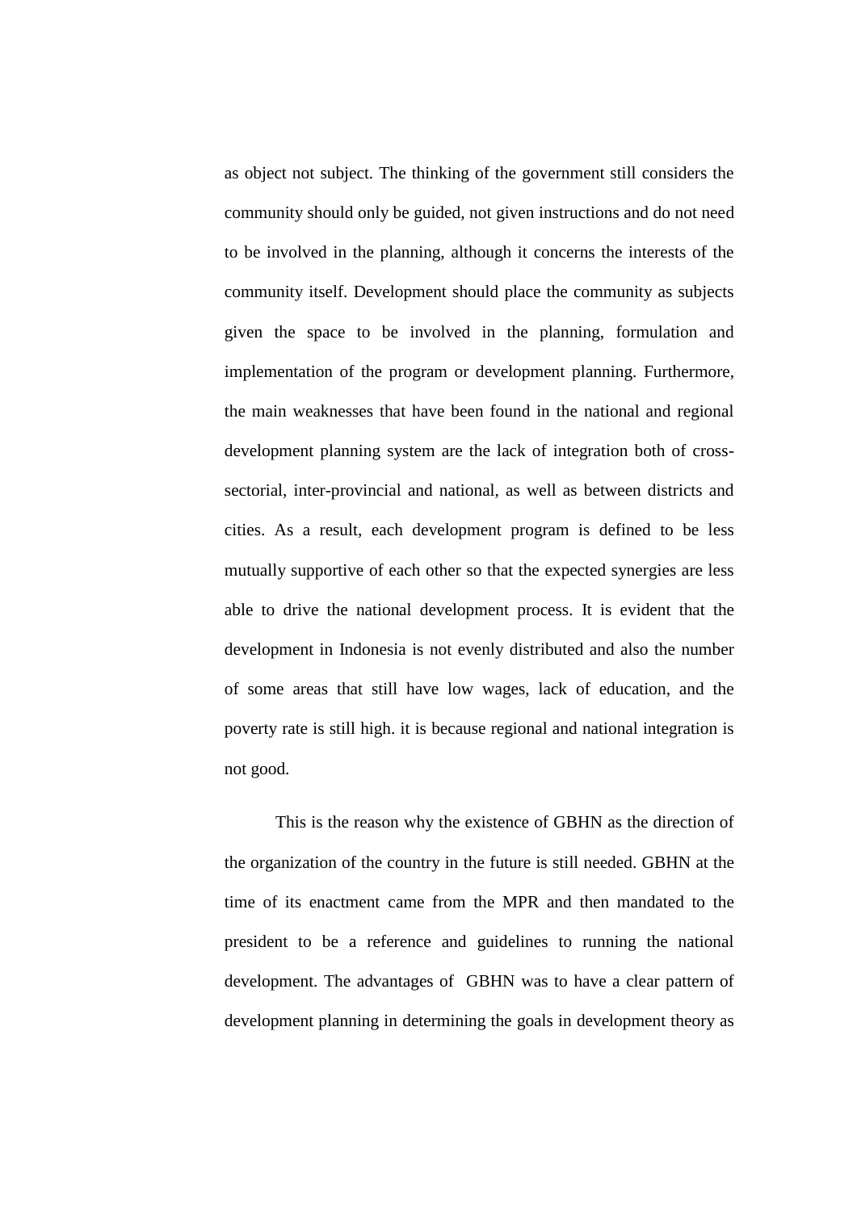as object not subject. The thinking of the government still considers the community should only be guided, not given instructions and do not need to be involved in the planning, although it concerns the interests of the community itself. Development should place the community as subjects given the space to be involved in the planning, formulation and implementation of the program or development planning. Furthermore, the main weaknesses that have been found in the national and regional development planning system are the lack of integration both of cross-sectorial, inter-provincial and national, as well as between districts and cities. As a result, each development program is defined to be less mutually supportive of each other so that the expected synergies are less able to drive the national development process. It is evident that the development in Indonesia is not evenly distributed and also the number of some areas that still have low wages, lack of education, and the poverty rate is still high. it is because regional and national integration is not good.

This is the reason why the existence of GBHN as the direction of the organization of the country in the future is still needed. GBHN at the time of its enactment came from the MPR and then mandated to the president to be a reference and guidelines to running the national development. The advantages of GBHN was to have a clear pattern of development planning in determining the goals in development theory as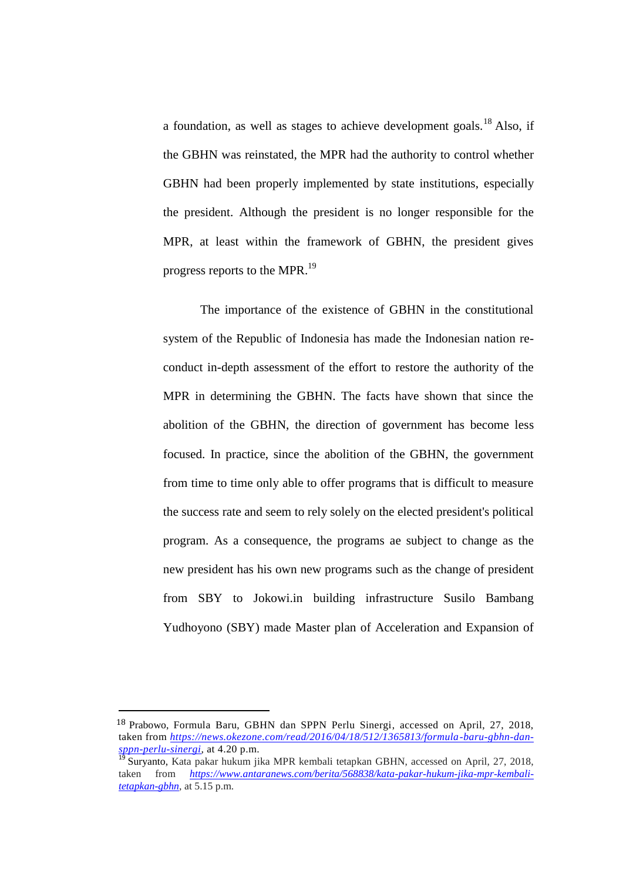a foundation, as well as stages to achieve development goals.[18] Also, if the GBHN was reinstated, the MPR had the authority to control whether GBHN had been properly implemented by state institutions, especially the president. Although the president is no longer responsible for the MPR, at least within the framework of GBHN, the president gives progress reports to the MPR.[19]

The importance of the existence of GBHN in the constitutional system of the Republic of Indonesia has made the Indonesian nation re-conduct in-depth assessment of the effort to restore the authority of the MPR in determining the GBHN. The facts have shown that since the abolition of the GBHN, the direction of government has become less focused. In practice, since the abolition of the GBHN, the government from time to time only able to offer programs that is difficult to measure the success rate and seem to rely solely on the elected president's political program. As a consequence, the programs ae subject to change as the new president has his own new programs such as the change of president from SBY to Jokowi.in building infrastructure Susilo Bambang Yudhoyono (SBY) made Master plan of Acceleration and Expansion of

---

[18] Prabowo, Formula Baru, GBHN dan SPPN Perlu Sinergi, accessed on April, 27, 2018, taken from *https://news.okezone.com/read/2016/04/18/512/1365813/formula-baru-gbhn-dan-sppn-perlu-sinergi*, at 4.20 p.m.

[19] Suryanto, Kata pakar hukum jika MPR kembali tetapkan GBHN, accessed on April, 27, 2018, taken from *https://www.antaranews.com/berita/568838/kata-pakar-hukum-jika-mpr-kembali-tetapkan-gbhn*, at 5.15 p.m.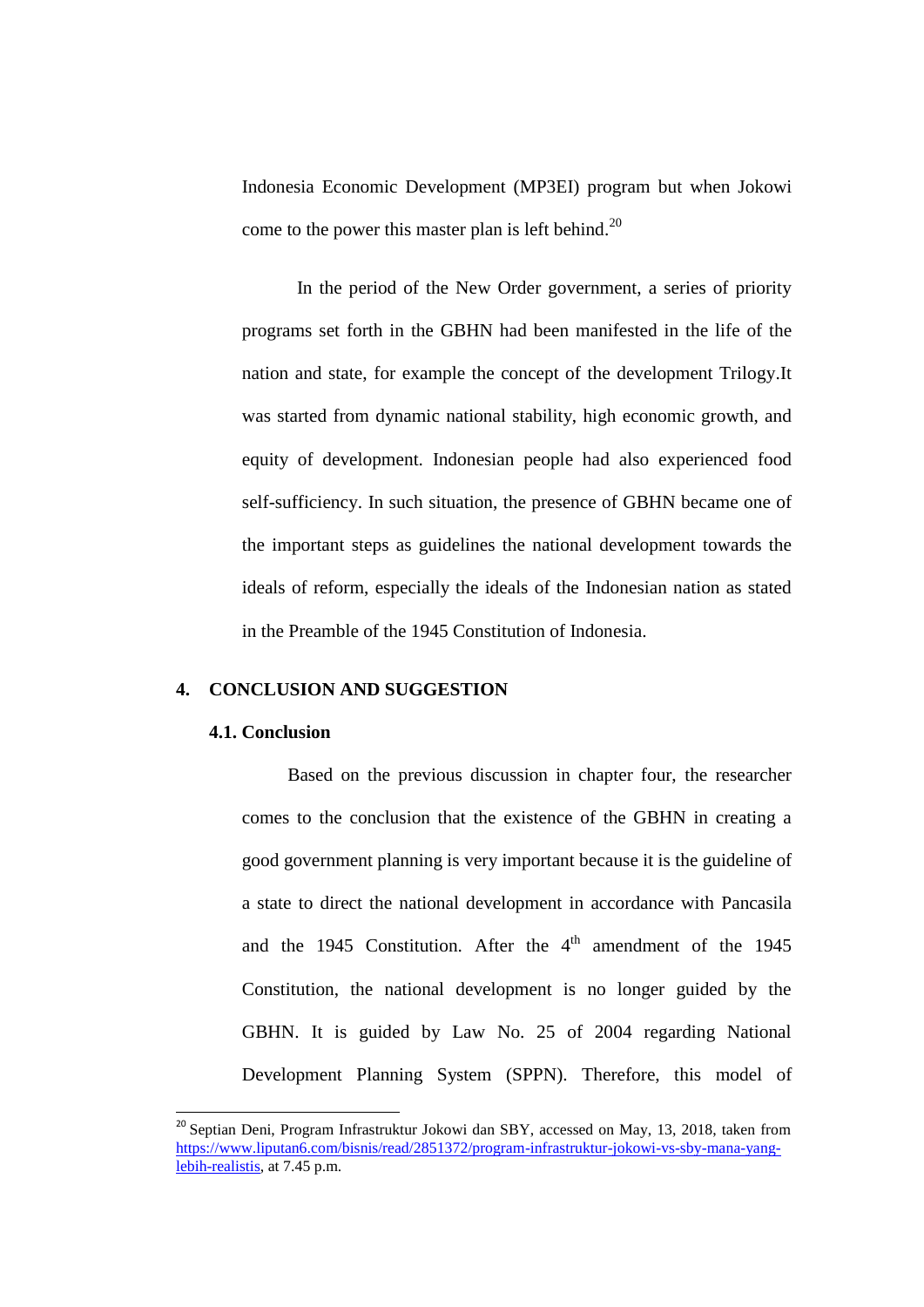Indonesia Economic Development (MP3EI) program but when Jokowi come to the power this master plan is left behind.[20]

In the period of the New Order government, a series of priority programs set forth in the GBHN had been manifested in the life of the nation and state, for example the concept of the development Trilogy.It was started from dynamic national stability, high economic growth, and equity of development. Indonesian people had also experienced food self-sufficiency. In such situation, the presence of GBHN became one of the important steps as guidelines the national development towards the ideals of reform, especially the ideals of the Indonesian nation as stated in the Preamble of the 1945 Constitution of Indonesia.

## 4. CONCLUSION AND SUGGESTION

### 4.1. Conclusion

Based on the previous discussion in chapter four, the researcher comes to the conclusion that the existence of the GBHN in creating a good government planning is very important because it is the guideline of a state to direct the national development in accordance with Pancasila and the 1945 Constitution. After the 4th amendment of the 1945 Constitution, the national development is no longer guided by the GBHN. It is guided by Law No. 25 of 2004 regarding National Development Planning System (SPPN). Therefore, this model of

---

[20] Septian Deni, Program Infrastruktur Jokowi dan SBY, accessed on May, 13, 2018, taken from https://www.liputan6.com/bisnis/read/2851372/program-infrastruktur-jokowi-vs-sby-mana-yang-lebih-realistis, at 7.45 p.m.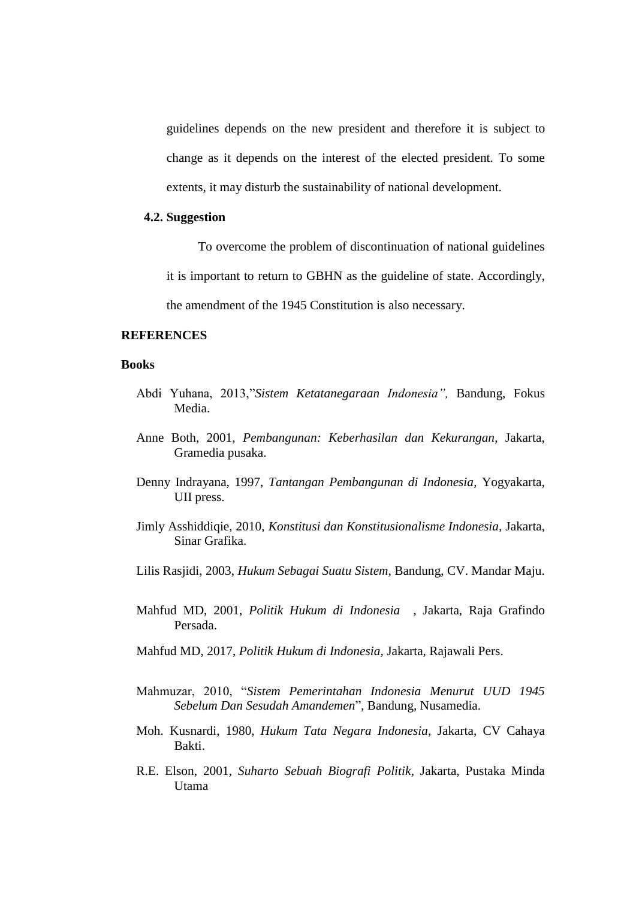guidelines depends on the new president and therefore it is subject to change as it depends on the interest of the elected president. To some extents, it may disturb the sustainability of national development.

### 4.2. Suggestion

To overcome the problem of discontinuation of national guidelines it is important to return to GBHN as the guideline of state. Accordingly, the amendment of the 1945 Constitution is also necessary.

## REFERENCES

### Books

Abdi Yuhana, 2013,"*Sistem Ketatanegaraan Indonesia",* Bandung, Fokus Media.

Anne Both, 2001, *Pembangunan: Keberhasilan dan Kekurangan*, Jakarta, Gramedia pusaka.

Denny Indrayana, 1997, *Tantangan Pembangunan di Indonesia*, Yogyakarta, UII press.

Jimly Asshiddiqie, 2010, *Konstitusi dan Konstitusionalisme Indonesia*, Jakarta, Sinar Grafika.

Lilis Rasjidi, 2003, *Hukum Sebagai Suatu Sistem*, Bandung, CV. Mandar Maju.

Mahfud MD, 2001, *Politik Hukum di Indonesia* , Jakarta, Raja Grafindo Persada.

Mahfud MD, 2017, *Politik Hukum di Indonesia*, Jakarta, Rajawali Pers.

Mahmuzar, 2010, "*Sistem Pemerintahan Indonesia Menurut UUD 1945 Sebelum Dan Sesudah Amandemen*", Bandung, Nusamedia.

Moh. Kusnardi, 1980, *Hukum Tata Negara Indonesia*, Jakarta, CV Cahaya Bakti.

R.E. Elson, 2001, *Suharto Sebuah Biografi Politik*, Jakarta, Pustaka Minda Utama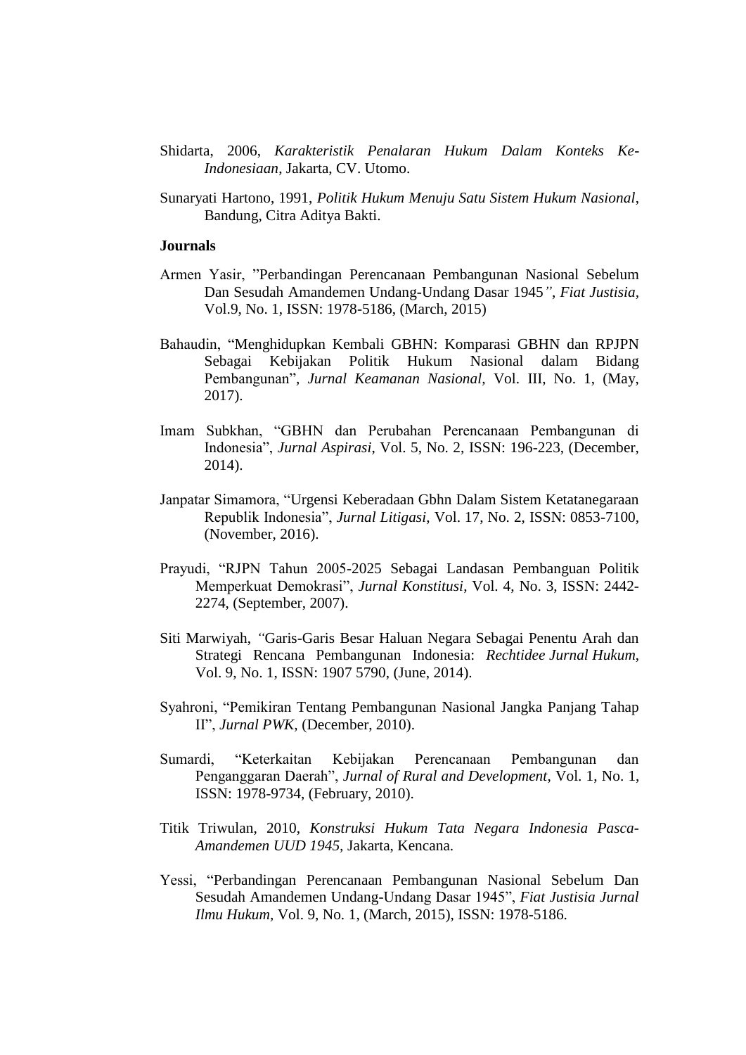Shidarta, 2006, *Karakteristik Penalaran Hukum Dalam Konteks Ke-Indonesiaan*, Jakarta, CV. Utomo.

Sunaryati Hartono, 1991, *Politik Hukum Menuju Satu Sistem Hukum Nasional*, Bandung, Citra Aditya Bakti.

**Journals**

Armen Yasir, "Perbandingan Perencanaan Pembangunan Nasional Sebelum Dan Sesudah Amandemen Undang-Undang Dasar 1945", *Fiat Justisia*, Vol.9, No. 1, ISSN: 1978-5186, (March, 2015)

Bahaudin, "Menghidupkan Kembali GBHN: Komparasi GBHN dan RPJPN Sebagai Kebijakan Politik Hukum Nasional dalam Bidang Pembangunan", *Jurnal Keamanan Nasional*, Vol. III, No. 1, (May, 2017).

Imam Subkhan, "GBHN dan Perubahan Perencanaan Pembangunan di Indonesia", *Jurnal Aspirasi*, Vol. 5, No. 2, ISSN: 196-223, (December, 2014).

Janpatar Simamora, "Urgensi Keberadaan Gbhn Dalam Sistem Ketatanegaraan Republik Indonesia", *Jurnal Litigasi*, Vol. 17, No. 2, ISSN: 0853-7100, (November, 2016).

Prayudi, "RJPN Tahun 2005-2025 Sebagai Landasan Pembanguan Politik Memperkuat Demokrasi", *Jurnal Konstitusi*, Vol. 4, No. 3, ISSN: 2442-2274, (September, 2007).

Siti Marwiyah, "Garis-Garis Besar Haluan Negara Sebagai Penentu Arah dan Strategi Rencana Pembangunan Indonesia: *Rechtidee Jurnal Hukum*, Vol. 9, No. 1, ISSN: 1907 5790, (June, 2014).

Syahroni, "Pemikiran Tentang Pembangunan Nasional Jangka Panjang Tahap II", *Jurnal PWK*, (December, 2010).

Sumardi, "Keterkaitan Kebijakan Perencanaan Pembangunan dan Penganggaran Daerah", *Jurnal of Rural and Development*, Vol. 1, No. 1, ISSN: 1978-9734, (February, 2010).

Titik Triwulan, 2010, *Konstruksi Hukum Tata Negara Indonesia Pasca-Amandemen UUD 1945*, Jakarta, Kencana.

Yessi, "Perbandingan Perencanaan Pembangunan Nasional Sebelum Dan Sesudah Amandemen Undang-Undang Dasar 1945", *Fiat Justisia Jurnal Ilmu Hukum*, Vol. 9, No. 1, (March, 2015), ISSN: 1978-5186.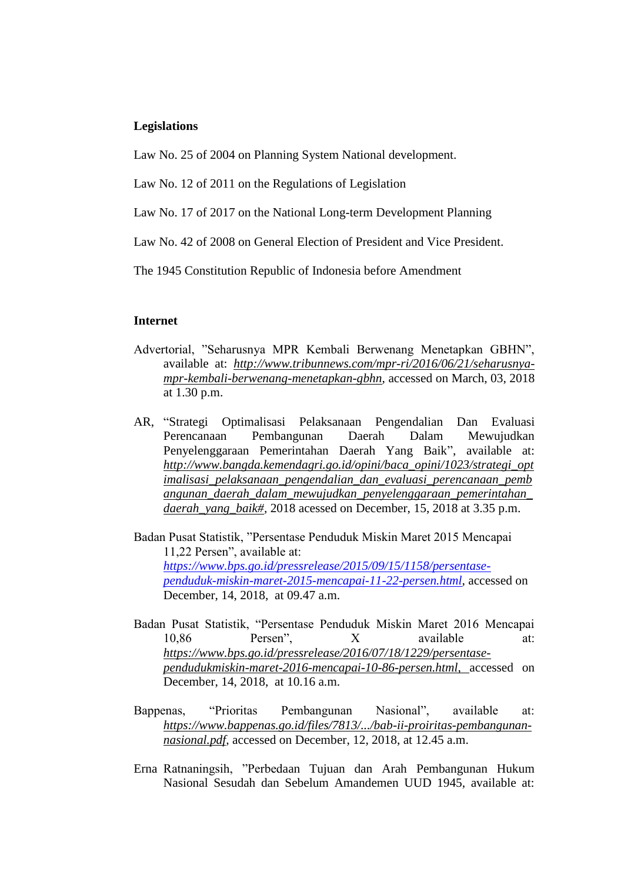**Legislations**

Law No. 25 of 2004 on Planning System National development.

Law No. 12 of 2011 on the Regulations of Legislation

Law No. 17 of 2017 on the National Long-term Development Planning

Law No. 42 of 2008 on General Election of President and Vice President.

The 1945 Constitution Republic of Indonesia before Amendment

**Internet**

Advertorial, "Seharusnya MPR Kembali Berwenang Menetapkan GBHN", available at: *http://www.tribunnews.com/mpr-ri/2016/06/21/seharusnya-mpr-kembali-berwenang-menetapkan-gbhn*, accessed on March, 03, 2018 at 1.30 p.m.

AR, "Strategi Optimalisasi Pelaksanaan Pengendalian Dan Evaluasi Perencanaan Pembangunan Daerah Dalam Mewujudkan Penyelenggaraan Pemerintahan Daerah Yang Baik", available at: *http://www.bangda.kemendagri.go.id/opini/baca_opini/1023/strategi_optimalisasi_pelaksanaan_pengendalian_dan_evaluasi_perencanaan_pembangunan_daerah_dalam_mewujudkan_penyelenggaraan_pemerintahan_daerah_yang_baik#*, 2018 acessed on December, 15, 2018 at 3.35 p.m.

Badan Pusat Statistik, "Persentase Penduduk Miskin Maret 2015 Mencapai 11,22 Persen", available at: *https://www.bps.go.id/pressrelease/2015/09/15/1158/persentase-penduduk-miskin-maret-2015-mencapai-11-22-persen.html*, accessed on December, 14, 2018, at 09.47 a.m.

Badan Pusat Statistik, "Persentase Penduduk Miskin Maret 2016 Mencapai 10,86 Persen", X available at: *https://www.bps.go.id/pressrelease/2016/07/18/1229/persentase-pendudukmiskin-maret-2016-mencapai-10-86-persen.html*, accessed on December, 14, 2018, at 10.16 a.m.

Bappenas, "Prioritas Pembangunan Nasional", available at: *https://www.bappenas.go.id/files/7813/.../bab-ii-proiritas-pembangunan-nasional.pdf*, accessed on December, 12, 2018, at 12.45 a.m.

Erna Ratnaningsih, "Perbedaan Tujuan dan Arah Pembangunan Hukum Nasional Sesudah dan Sebelum Amandemen UUD 1945, available at: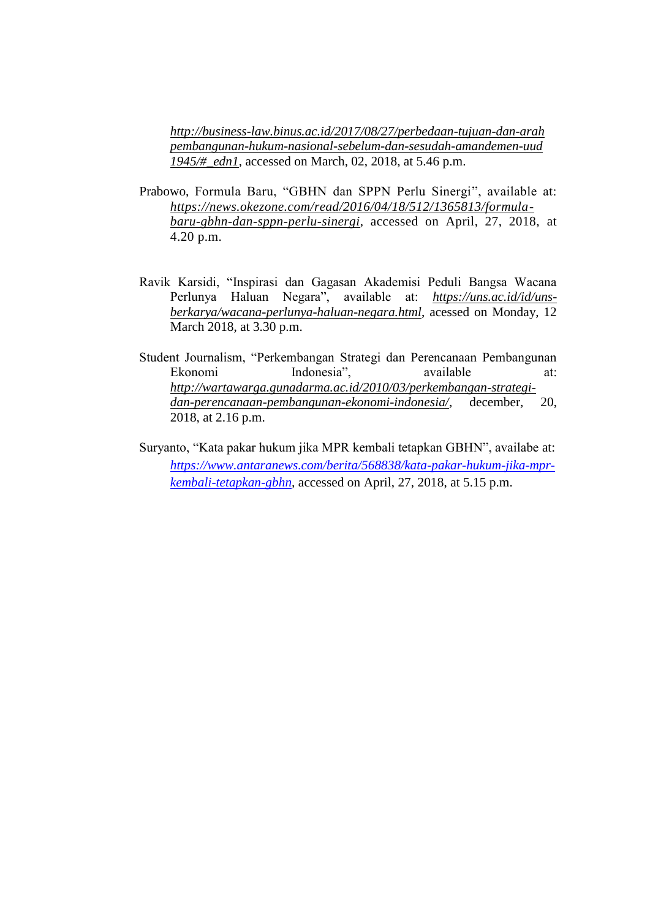*http://business-law.binus.ac.id/2017/08/27/perbedaan-tujuan-dan-arah pembangunan-hukum-nasional-sebelum-dan-sesudah-amandemen-uud 1945/#_edn1*, accessed on March, 02, 2018, at 5.46 p.m.

Prabowo, Formula Baru, "GBHN dan SPPN Perlu Sinergi", available at: *https://news.okezone.com/read/2016/04/18/512/1365813/formula-baru-gbhn-dan-sppn-perlu-sinergi*, accessed on April, 27, 2018, at 4.20 p.m.

Ravik Karsidi, "Inspirasi dan Gagasan Akademisi Peduli Bangsa Wacana Perlunya Haluan Negara", available at: *https://uns.ac.id/id/uns-berkarya/wacana-perlunya-haluan-negara.html*, acessed on Monday, 12 March 2018, at 3.30 p.m.

Student Journalism, "Perkembangan Strategi dan Perencanaan Pembangunan Ekonomi Indonesia", available at: *http://wartawarga.gunadarma.ac.id/2010/03/perkembangan-strategi-dan-perencanaan-pembangunan-ekonomi-indonesia/*, december, 20, 2018, at 2.16 p.m.

Suryanto, "Kata pakar hukum jika MPR kembali tetapkan GBHN", availabe at: *https://www.antaranews.com/berita/568838/kata-pakar-hukum-jika-mpr-kembali-tetapkan-gbhn*, accessed on April, 27, 2018, at 5.15 p.m.